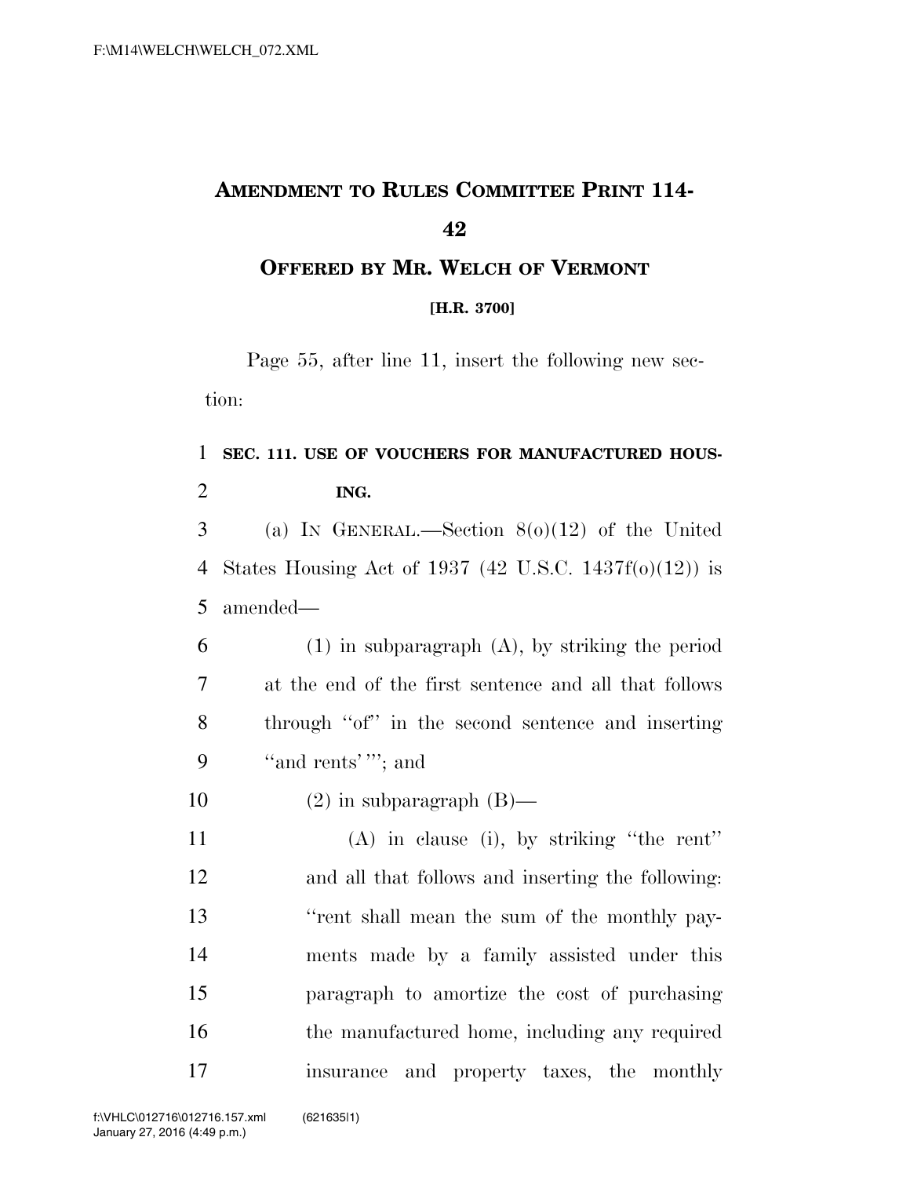# AMENDMENT TO RULES COMMITTEE PRINT 114-42

## OFFERED BY MR. WELCH OF VERMONT

**[H.R. 3700]**

Page 55, after line 11, insert the following new section:

**SEC. 111. USE OF VOUCHERS FOR MANUFACTURED HOUSING.**

(a) IN GENERAL.—Section 8(o)(12) of the United States Housing Act of 1937 (42 U.S.C. 1437f(o)(12)) is amended—

(1) in subparagraph (A), by striking the period at the end of the first sentence and all that follows through "of" in the second sentence and inserting "and rents'"; and

(2) in subparagraph (B)—

(A) in clause (i), by striking "the rent" and all that follows and inserting the following: "rent shall mean the sum of the monthly payments made by a family assisted under this paragraph to amortize the cost of purchasing the manufactured home, including any required insurance and property taxes, the monthly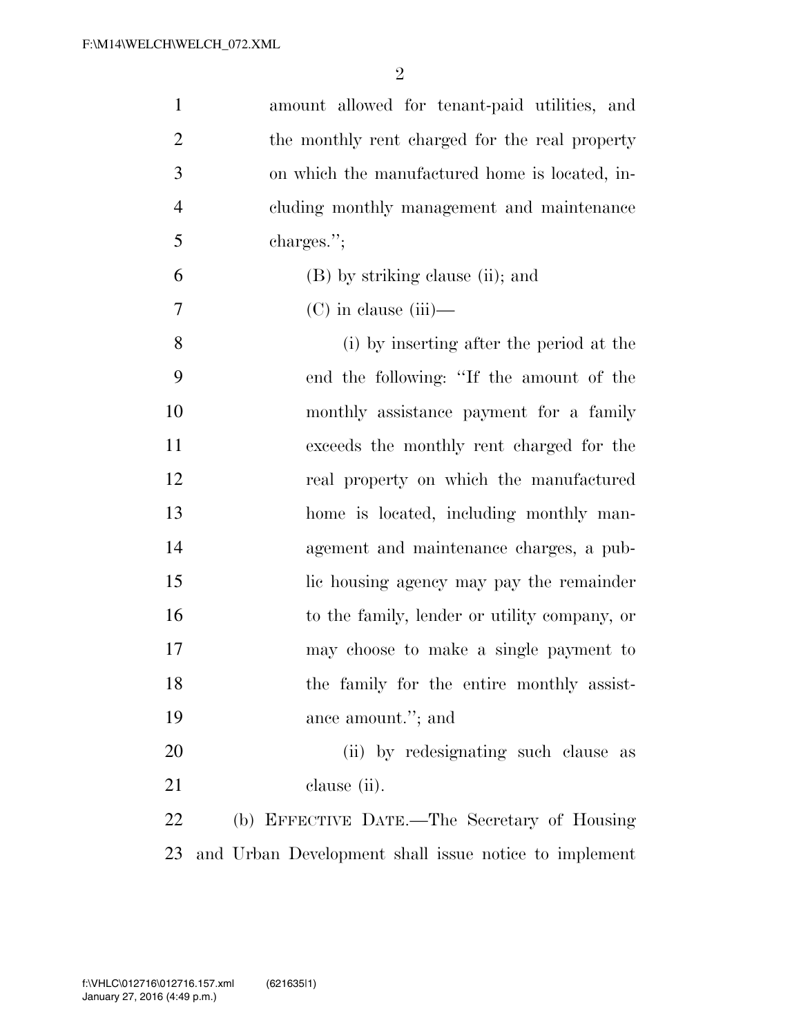amount allowed for tenant-paid utilities, and the monthly rent charged for the real property on which the manufactured home is located, including monthly management and maintenance charges.";

(B) by striking clause (ii); and

(C) in clause (iii)—

(i) by inserting after the period at the end the following: "If the amount of the monthly assistance payment for a family exceeds the monthly rent charged for the real property on which the manufactured home is located, including monthly management and maintenance charges, a public housing agency may pay the remainder to the family, lender or utility company, or may choose to make a single payment to the family for the entire monthly assistance amount."; and

(ii) by redesignating such clause as clause (ii).

(b) EFFECTIVE DATE.—The Secretary of Housing and Urban Development shall issue notice to implement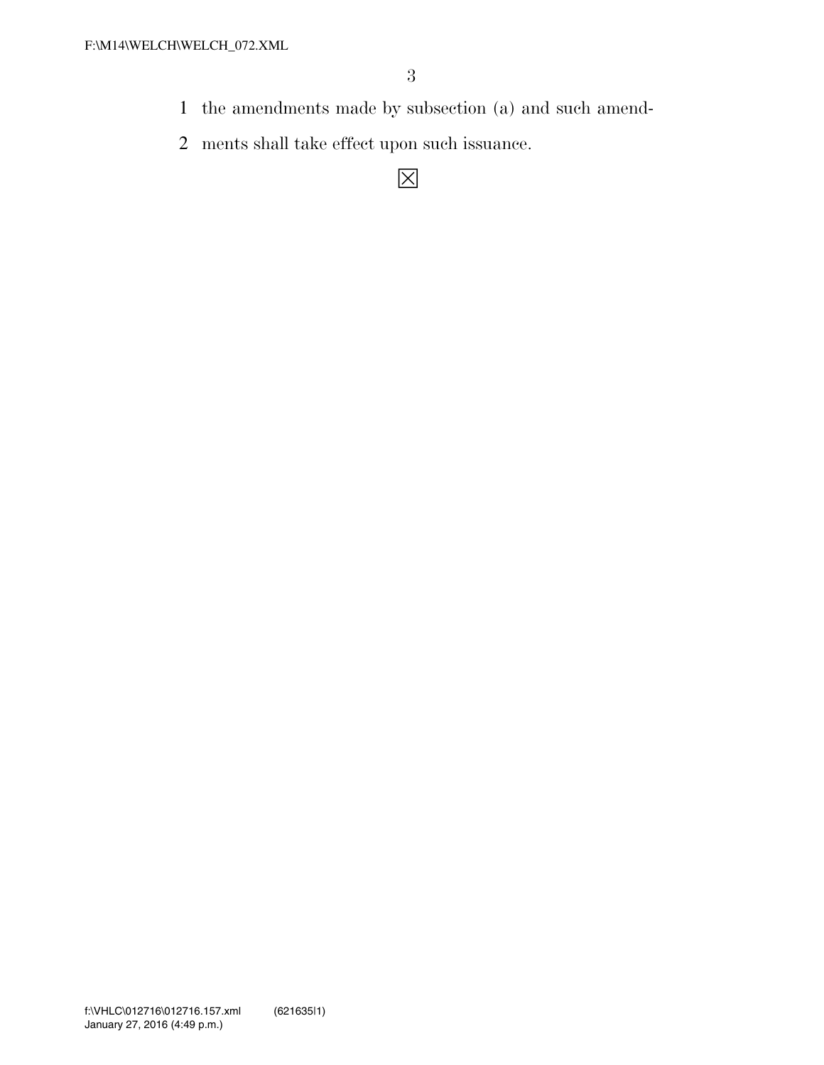the amendments made by subsection (a) and such amendments shall take effect upon such issuance.